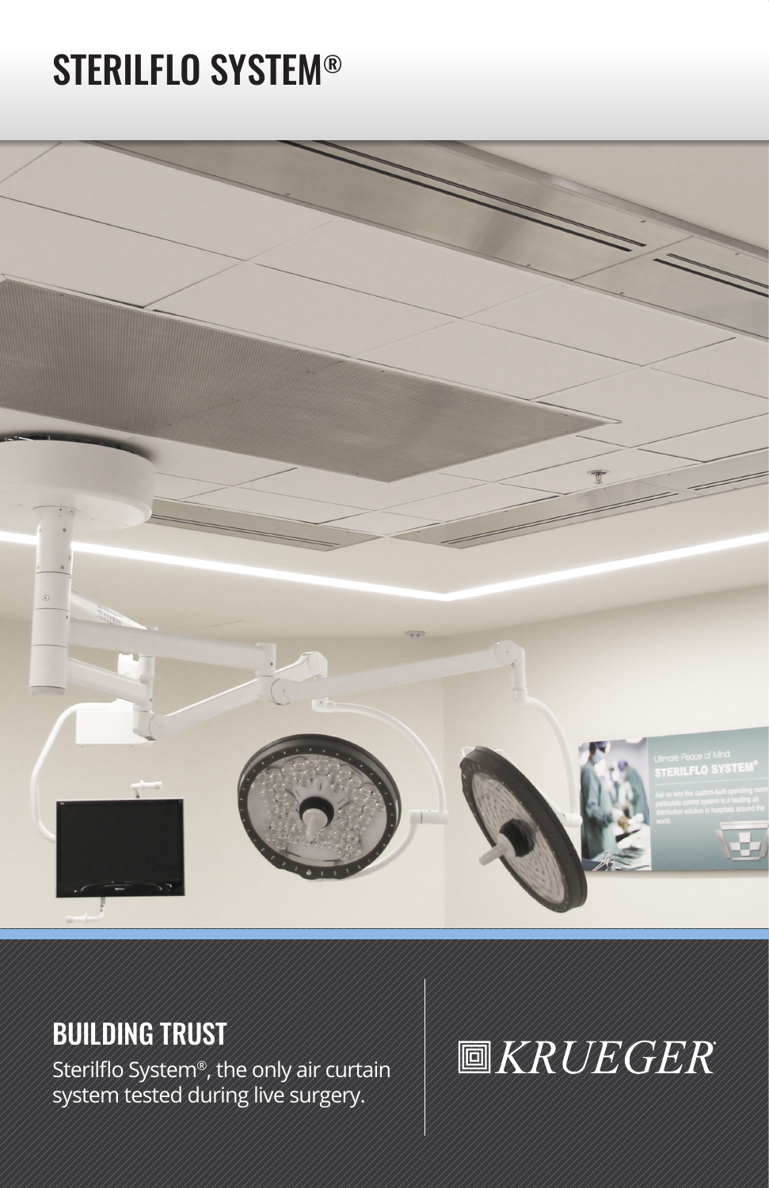# STERILFLO SYSTEM®

## BUILDING TRUST

Sterilflo System®, the only air curtain system tested during live surgery.

KRUEGER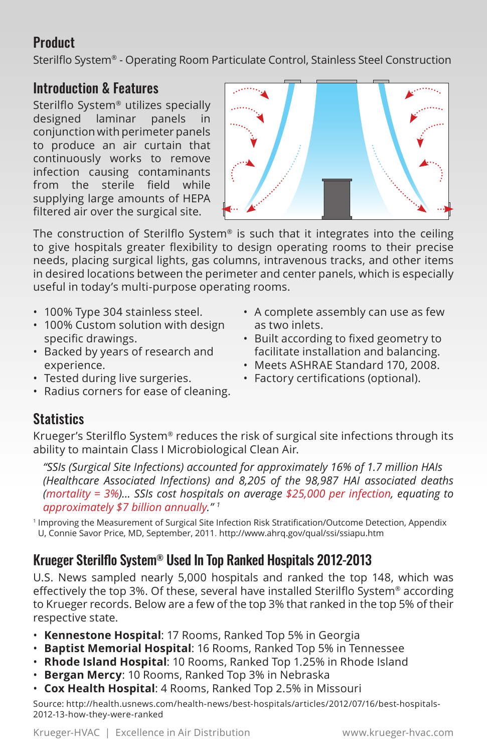## Product

Sterilflo System® - Operating Room Particulate Control, Stainless Steel Construction

## Introduction & Features

Sterilflo System® utilizes specially designed laminar panels in conjunction with perimeter panels to produce an air curtain that continuously works to remove infection causing contaminants from the sterile field while supplying large amounts of HEPA filtered air over the surgical site.

The construction of Sterilflo System® is such that it integrates into the ceiling to give hospitals greater flexibility to design operating rooms to their precise needs, placing surgical lights, gas columns, intravenous tracks, and other items in desired locations between the perimeter and center panels, which is especially useful in today's multi-purpose operating rooms.

- 100% Type 304 stainless steel.
- 100% Custom solution with design specific drawings.
- Backed by years of research and experience.
- Tested during live surgeries.
- Radius corners for ease of cleaning.
- A complete assembly can use as few as two inlets.
- Built according to fixed geometry to facilitate installation and balancing.
- Meets ASHRAE Standard 170, 2008.
- Factory certifications (optional).

## Statistics

Krueger's Sterilflo System® reduces the risk of surgical site infections through its ability to maintain Class I Microbiological Clean Air.

> *"SSIs (Surgical Site Infections) accounted for approximately 16% of 1.7 million HAIs (Healthcare Associated Infections) and 8,205 of the 98,987 HAI associated deaths (mortality = 3%)... SSIs cost hospitals on average $25,000 per infection, equating to approximately $7 billion annually."* [1]

[1] Improving the Measurement of Surgical Site Infection Risk Stratification/Outcome Detection, Appendix U, Connie Savor Price, MD, September, 2011. http://www.ahrq.gov/qual/ssi/ssiapu.htm

## Krueger Sterilflo System® Used In Top Ranked Hospitals 2012-2013

U.S. News sampled nearly 5,000 hospitals and ranked the top 148, which was effectively the top 3%. Of these, several have installed Sterilflo System® according to Krueger records. Below are a few of the top 3% that ranked in the top 5% of their respective state.

- **Kennestone Hospital**: 17 Rooms, Ranked Top 5% in Georgia
- **Baptist Memorial Hospital**: 16 Rooms, Ranked Top 5% in Tennessee
- **Rhode Island Hospital**: 10 Rooms, Ranked Top 1.25% in Rhode Island
- **Bergan Mercy**: 10 Rooms, Ranked Top 3% in Nebraska
- **Cox Health Hospital**: 4 Rooms, Ranked Top 2.5% in Missouri

Source: http://health.usnews.com/health-news/best-hospitals/articles/2012/07/16/best-hospitals-2012-13-how-they-were-ranked